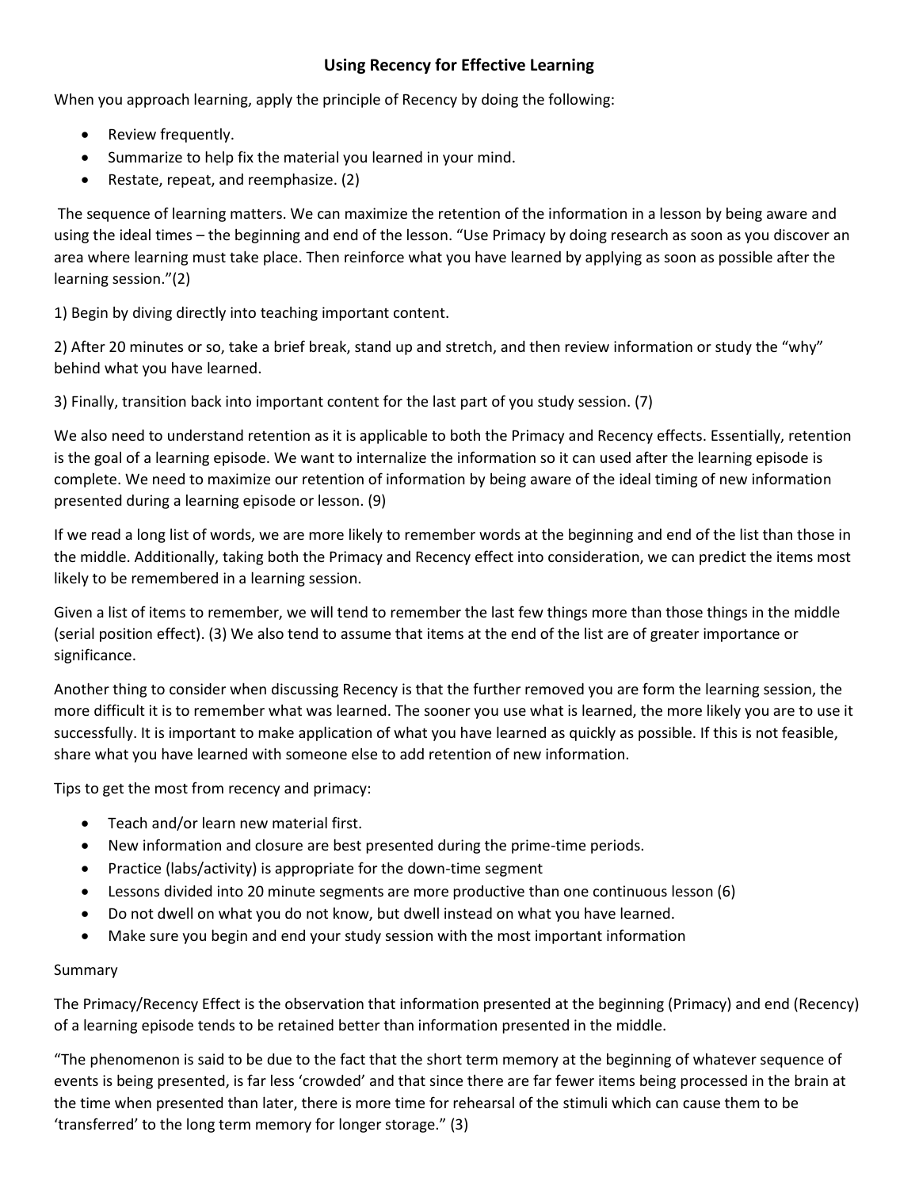# Using Recency for Effective Learning

When you approach learning, apply the principle of Recency by doing the following:

- Review frequently.
- Summarize to help fix the material you learned in your mind.
- Restate, repeat, and reemphasize. (2)

The sequence of learning matters. We can maximize the retention of the information in a lesson by being aware and using the ideal times – the beginning and end of the lesson. "Use Primacy by doing research as soon as you discover an area where learning must take place. Then reinforce what you have learned by applying as soon as possible after the learning session."(2)

1) Begin by diving directly into teaching important content.

2) After 20 minutes or so, take a brief break, stand up and stretch, and then review information or study the "why" behind what you have learned.

3) Finally, transition back into important content for the last part of you study session. (7)

We also need to understand retention as it is applicable to both the Primacy and Recency effects. Essentially, retention is the goal of a learning episode. We want to internalize the information so it can used after the learning episode is complete. We need to maximize our retention of information by being aware of the ideal timing of new information presented during a learning episode or lesson. (9)

If we read a long list of words, we are more likely to remember words at the beginning and end of the list than those in the middle. Additionally, taking both the Primacy and Recency effect into consideration, we can predict the items most likely to be remembered in a learning session.

Given a list of items to remember, we will tend to remember the last few things more than those things in the middle (serial position effect). (3) We also tend to assume that items at the end of the list are of greater importance or significance.

Another thing to consider when discussing Recency is that the further removed you are form the learning session, the more difficult it is to remember what was learned. The sooner you use what is learned, the more likely you are to use it successfully. It is important to make application of what you have learned as quickly as possible. If this is not feasible, share what you have learned with someone else to add retention of new information.

Tips to get the most from recency and primacy:

- Teach and/or learn new material first.
- New information and closure are best presented during the prime-time periods.
- Practice (labs/activity) is appropriate for the down-time segment
- Lessons divided into 20 minute segments are more productive than one continuous lesson (6)
- Do not dwell on what you do not know, but dwell instead on what you have learned.
- Make sure you begin and end your study session with the most important information

Summary

The Primacy/Recency Effect is the observation that information presented at the beginning (Primacy) and end (Recency) of a learning episode tends to be retained better than information presented in the middle.

"The phenomenon is said to be due to the fact that the short term memory at the beginning of whatever sequence of events is being presented, is far less 'crowded' and that since there are far fewer items being processed in the brain at the time when presented than later, there is more time for rehearsal of the stimuli which can cause them to be 'transferred' to the long term memory for longer storage." (3)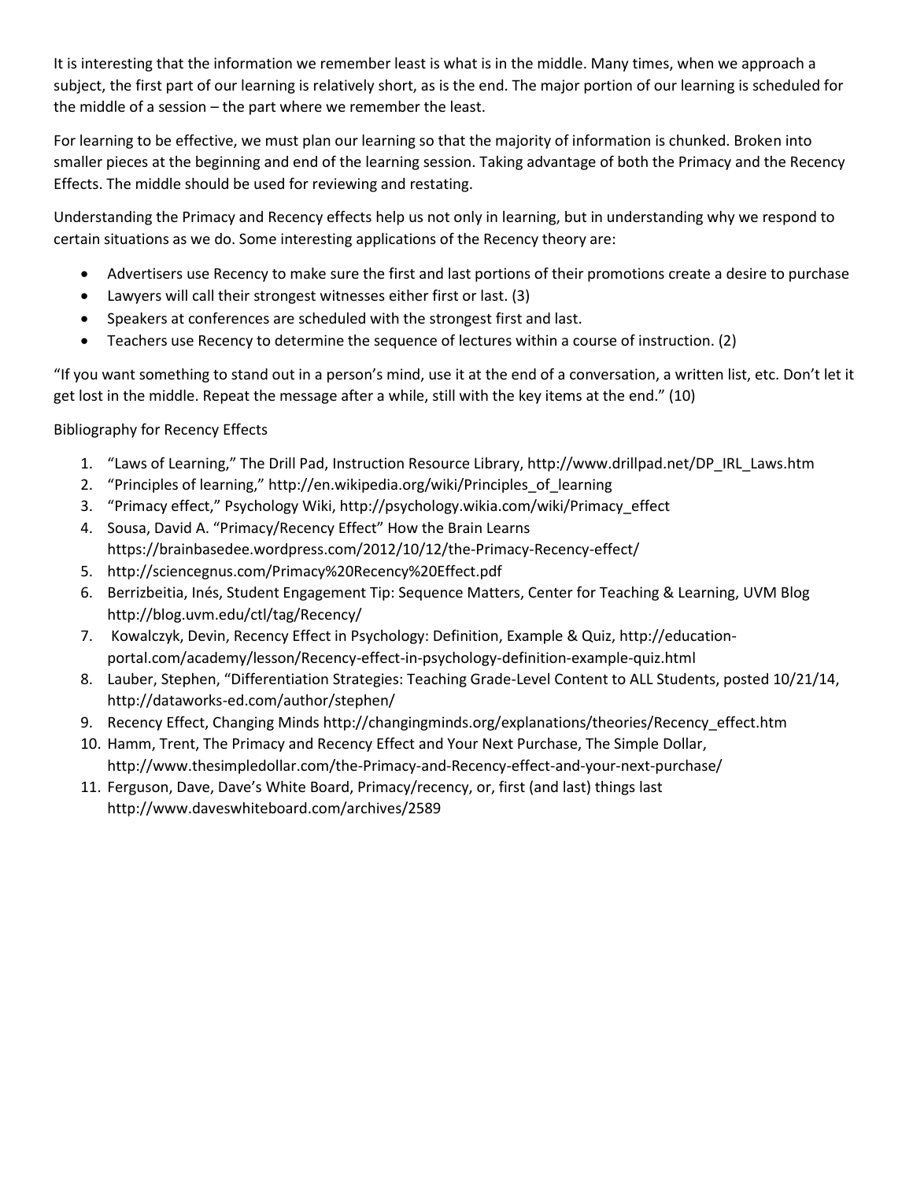It is interesting that the information we remember least is what is in the middle. Many times, when we approach a subject, the first part of our learning is relatively short, as is the end. The major portion of our learning is scheduled for the middle of a session – the part where we remember the least.

For learning to be effective, we must plan our learning so that the majority of information is chunked. Broken into smaller pieces at the beginning and end of the learning session. Taking advantage of both the Primacy and the Recency Effects. The middle should be used for reviewing and restating.

Understanding the Primacy and Recency effects help us not only in learning, but in understanding why we respond to certain situations as we do. Some interesting applications of the Recency theory are:

- Advertisers use Recency to make sure the first and last portions of their promotions create a desire to purchase
- Lawyers will call their strongest witnesses either first or last. (3)
- Speakers at conferences are scheduled with the strongest first and last.
- Teachers use Recency to determine the sequence of lectures within a course of instruction. (2)

"If you want something to stand out in a person's mind, use it at the end of a conversation, a written list, etc. Don't let it get lost in the middle. Repeat the message after a while, still with the key items at the end." (10)

Bibliography for Recency Effects

1. "Laws of Learning," The Drill Pad, Instruction Resource Library, http://www.drillpad.net/DP_IRL_Laws.htm
2. "Principles of learning," http://en.wikipedia.org/wiki/Principles_of_learning
3. "Primacy effect," Psychology Wiki, http://psychology.wikia.com/wiki/Primacy_effect
4. Sousa, David A. "Primacy/Recency Effect" How the Brain Learns https://brainbasedee.wordpress.com/2012/10/12/the-Primacy-Recency-effect/
5. http://sciencegnus.com/Primacy%20Recency%20Effect.pdf
6. Berrizbeitia, Inés, Student Engagement Tip: Sequence Matters, Center for Teaching & Learning, UVM Blog http://blog.uvm.edu/ctl/tag/Recency/
7. Kowalczyk, Devin, Recency Effect in Psychology: Definition, Example & Quiz, http://education-portal.com/academy/lesson/Recency-effect-in-psychology-definition-example-quiz.html
8. Lauber, Stephen, "Differentiation Strategies: Teaching Grade-Level Content to ALL Students, posted 10/21/14, http://dataworks-ed.com/author/stephen/
9. Recency Effect, Changing Minds http://changingminds.org/explanations/theories/Recency_effect.htm
10. Hamm, Trent, The Primacy and Recency Effect and Your Next Purchase, The Simple Dollar, http://www.thesimpledollar.com/the-Primacy-and-Recency-effect-and-your-next-purchase/
11. Ferguson, Dave, Dave's White Board, Primacy/recency, or, first (and last) things last http://www.daveswhiteboard.com/archives/2589